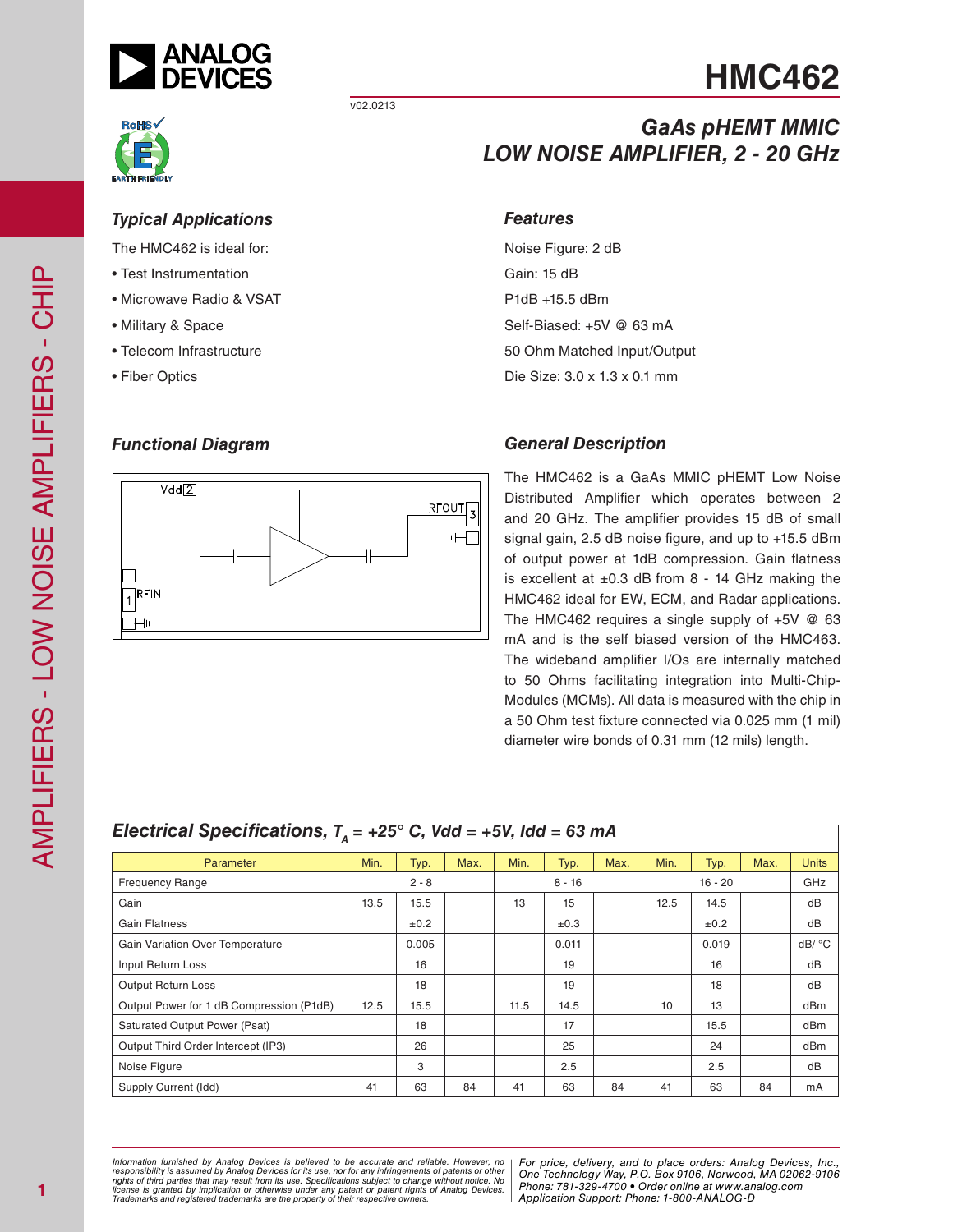# HMC462

v02.0213

## GaAs pHEMT MMIC LOW NOISE AMPLIFIER, 2 - 20 GHz

### Typical Applications

The HMC462 is ideal for:

- Test Instrumentation
- Microwave Radio & VSAT
- Military & Space
- Telecom Infrastructure
- Fiber Optics

### Features

Noise Figure: 2 dB

Gain: 15 dB

P1dB +15.5 dBm

Self-Biased: +5V @ 63 mA

50 Ohm Matched Input/Output

Die Size: 3.0 x 1.3 x 0.1 mm

### Functional Diagram

Vdd 2

RFOUT 3

1 RFIN

### General Description

The HMC462 is a GaAs MMIC pHEMT Low Noise Distributed Amplifier which operates between 2 and 20 GHz. The amplifier provides 15 dB of small signal gain, 2.5 dB noise figure, and up to +15.5 dBm of output power at 1dB compression. Gain flatness is excellent at ±0.3 dB from 8 - 14 GHz making the HMC462 ideal for EW, ECM, and Radar applications. The HMC462 requires a single supply of +5V @ 63 mA and is the self biased version of the HMC463. The wideband amplifier I/Os are internally matched to 50 Ohms facilitating integration into Multi-Chip-Modules (MCMs). All data is measured with the chip in a 50 Ohm test fixture connected via 0.025 mm (1 mil) diameter wire bonds of 0.31 mm (12 mils) length.

### Electrical Specifications, $T_A$ = +25° C, Vdd = +5V, Idd = 63 mA

| Parameter | Min. | Typ. | Max. | Min. | Typ. | Max. | Min. | Typ. | Max. | Units |
|---|---|---|---|---|---|---|---|---|---|---|
| Frequency Range | | 2 - 8 | | | 8 - 16 | | | 16 - 20 | | GHz |
| Gain | 13.5 | 15.5 | | 13 | 15 | | 12.5 | 14.5 | | dB |
| Gain Flatness | | ±0.2 | | | ±0.3 | | | ±0.2 | | dB |
| Gain Variation Over Temperature | | 0.005 | | | 0.011 | | | 0.019 | | dB/ °C |
| Input Return Loss | | 16 | | | 19 | | | 16 | | dB |
| Output Return Loss | | 18 | | | 19 | | | 18 | | dB |
| Output Power for 1 dB Compression (P1dB) | 12.5 | 15.5 | | 11.5 | 14.5 | | 10 | 13 | | dBm |
| Saturated Output Power (Psat) | | 18 | | | 17 | | | 15.5 | | dBm |
| Output Third Order Intercept (IP3) | | 26 | | | 25 | | | 24 | | dBm |
| Noise Figure | | 3 | | | 2.5 | | | 2.5 | | dB |
| Supply Current (Idd) | 41 | 63 | 84 | 41 | 63 | 84 | 41 | 63 | 84 | mA |

*Information furnished by Analog Devices is believed to be accurate and reliable. However, no responsibility is assumed by Analog Devices for its use, nor for any infringements of patents or other rights of third parties that may result from its use. Specifications subject to change without notice. No license is granted by implication or otherwise under any patent or patent rights of Analog Devices. Trademarks and registered trademarks are the property of their respective owners.*

*For price, delivery, and to place orders: Analog Devices, Inc., One Technology Way, P.O. Box 9106, Norwood, MA 02062-9106 Phone: 781-329-4700 • Order online at www.analog.com Application Support: Phone: 1-800-ANALOG-D*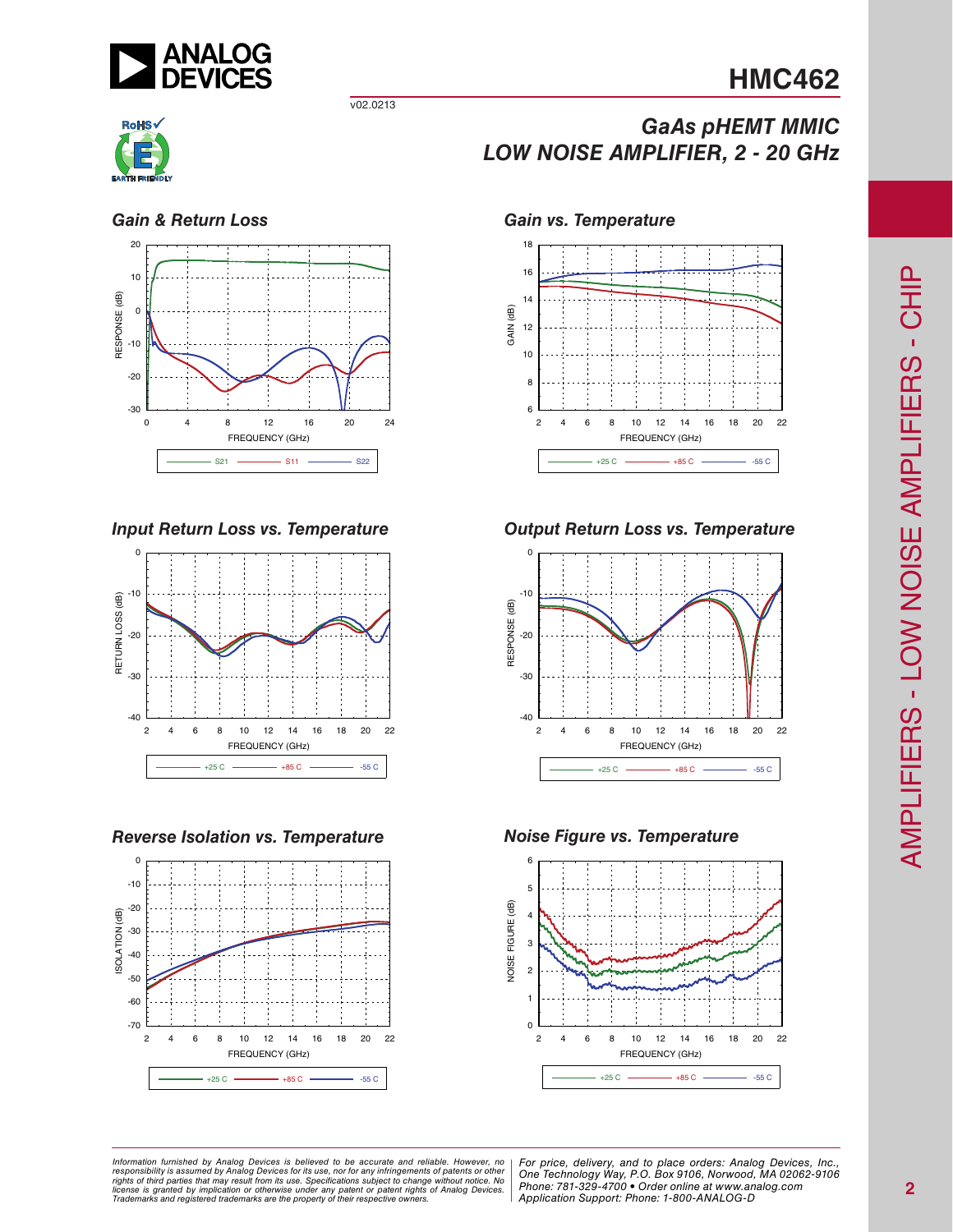### Gain & Return Loss

### Gain vs. Temperature

### Input Return Loss vs. Temperature

### Output Return Loss vs. Temperature

### Reverse Isolation vs. Temperature

### Noise Figure vs. Temperature

*Information furnished by Analog Devices is believed to be accurate and reliable. However, no responsibility is assumed by Analog Devices for its use, nor for any infringements of patents or other rights of third parties that may result from its use. Specifications subject to change without notice. No license is granted by implication or otherwise under any patent or patent rights of Analog Devices. Trademarks and registered trademarks are the property of their respective owners.*

*For price, delivery, and to place orders: Analog Devices, Inc., One Technology Way, P.O. Box 9106, Norwood, MA 02062-9106 Phone: 781-329-4700 • Order online at www.analog.com Application Support: Phone: 1-800-ANALOG-D*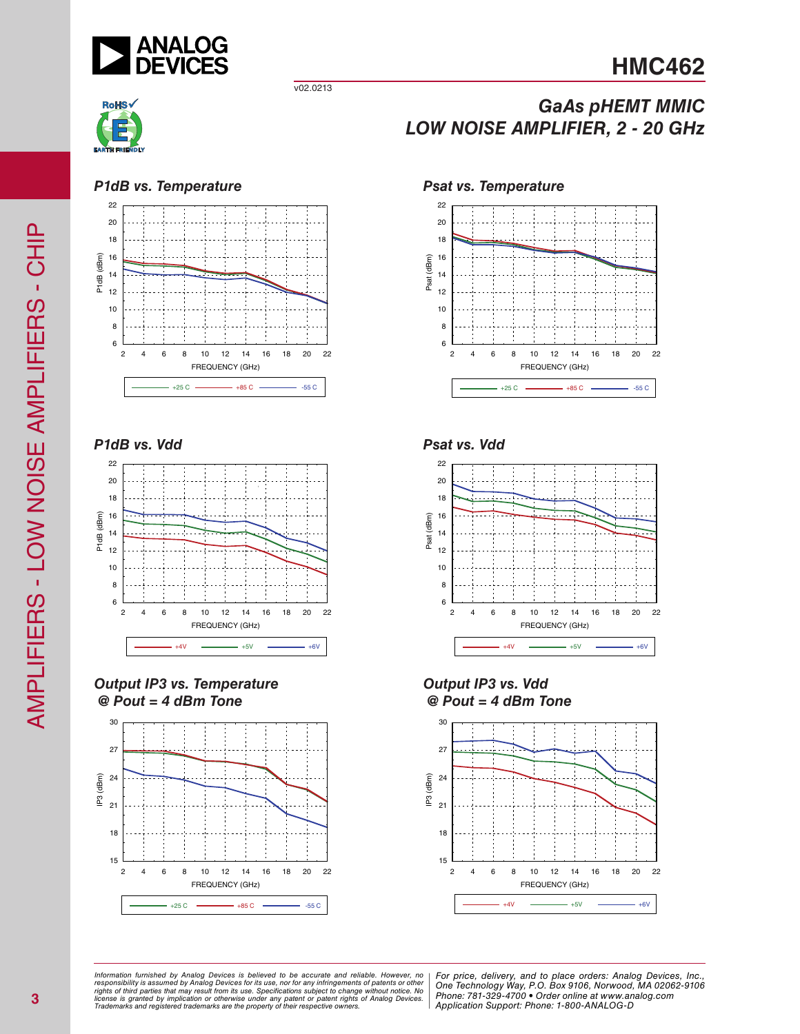### P1dB vs. Temperature

### Psat vs. Temperature

### P1dB vs. Vdd

### Psat vs. Vdd

### Output IP3 vs. Temperature @ Pout = 4 dBm Tone

### Output IP3 vs. Vdd @ Pout = 4 dBm Tone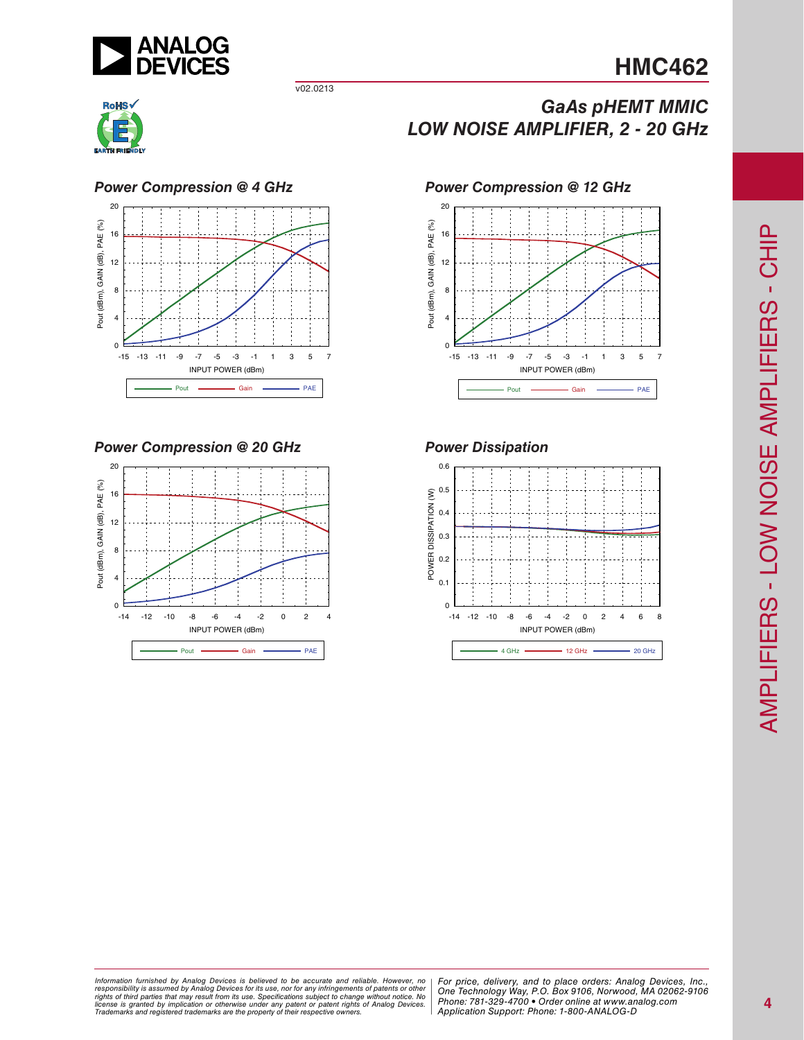### Power Compression @ 4 GHz

### Power Compression @ 12 GHz

### Power Compression @ 20 GHz

### Power Dissipation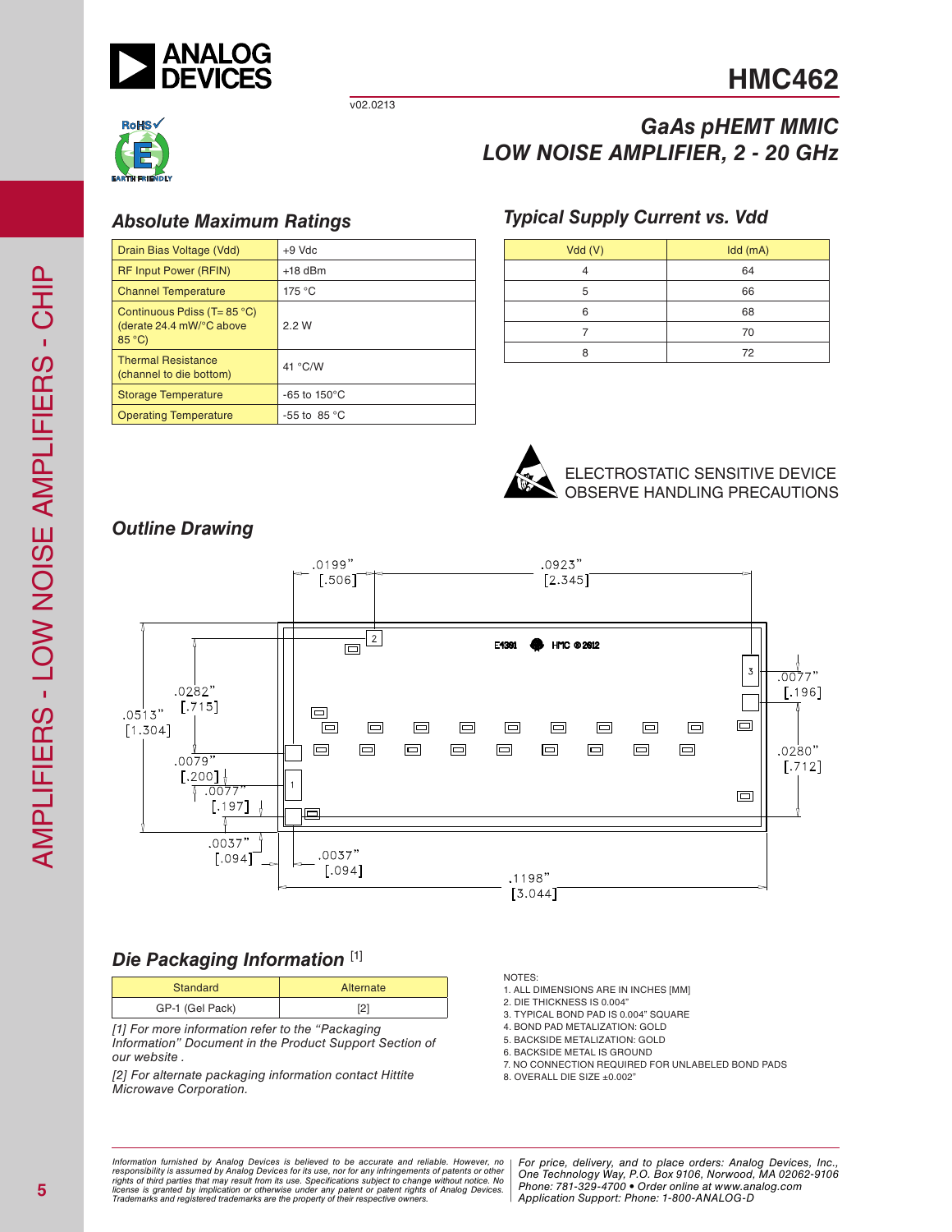# HMC462

v02.0213

## GaAs pHEMT MMIC LOW NOISE AMPLIFIER, 2 - 20 GHz

### Absolute Maximum Ratings

| | |
|---|---|
| Drain Bias Voltage (Vdd) | +9 Vdc |
| RF Input Power (RFIN) | +18 dBm |
| Channel Temperature | 175 °C |
| Continuous Pdiss (T= 85 °C) (derate 24.4 mW/°C above 85 °C) | 2.2 W |
| Thermal Resistance (channel to die bottom) | 41 °C/W |
| Storage Temperature | -65 to 150°C |
| Operating Temperature | -55 to 85 °C |

### Typical Supply Current vs. Vdd

| Vdd (V) | Idd (mA) |
|---|---|
| 4 | 64 |
| 5 | 66 |
| 6 | 68 |
| 7 | 70 |
| 8 | 72 |

ELECTROSTATIC SENSITIVE DEVICE
OBSERVE HANDLING PRECAUTIONS

### Outline Drawing

### Die Packaging Information [1]

| Standard | Alternate |
|---|---|
| GP-1 (Gel Pack) | [2] |

*[1] For more information refer to the "Packaging Information" Document in the Product Support Section of our website .*

*[2] For alternate packaging information contact Hittite Microwave Corporation.*

NOTES:
1. ALL DIMENSIONS ARE IN INCHES [MM]
2. DIE THICKNESS IS 0.004"
3. TYPICAL BOND PAD IS 0.004" SQUARE
4. BOND PAD METALIZATION: GOLD
5. BACKSIDE METALIZATION: GOLD
6. BACKSIDE METAL IS GROUND
7. NO CONNECTION REQUIRED FOR UNLABELED BOND PADS
8. OVERALL DIE SIZE ±0.002"

*Information furnished by Analog Devices is believed to be accurate and reliable. However, no responsibility is assumed by Analog Devices for its use, nor for any infringements of patents or other rights of third parties that may result from its use. Specifications subject to change without notice. No license is granted by implication or otherwise under any patent or patent rights of Analog Devices. Trademarks and registered trademarks are the property of their respective owners.*

*For price, delivery, and to place orders: Analog Devices, Inc., One Technology Way, P.O. Box 9106, Norwood, MA 02062-9106 Phone: 781-329-4700 • Order online at www.analog.com Application Support: Phone: 1-800-ANALOG-D*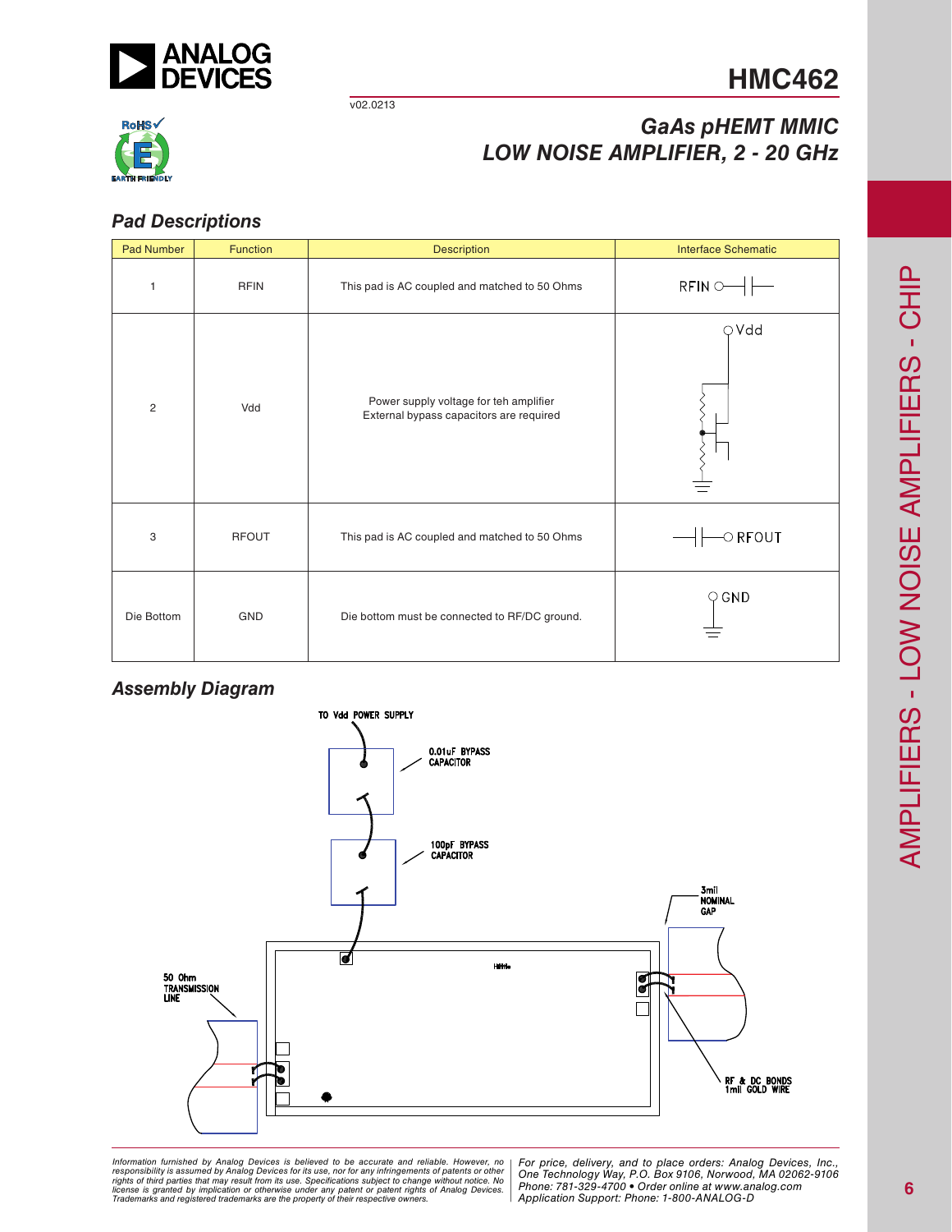## Pad Descriptions

| Pad Number | Function | Description | Interface Schematic |
|---|---|---|---|
| 1 | RFIN | This pad is AC coupled and matched to 50 Ohms | RFIN |
| 2 | Vdd | Power supply voltage for teh amplifier<br>External bypass capacitors are required | Vdd |
| 3 | RFOUT | This pad is AC coupled and matched to 50 Ohms | RFOUT |
| Die Bottom | GND | Die bottom must be connected to RF/DC ground. | GND |

## Assembly Diagram

TO Vdd POWER SUPPLY

0.01uF BYPASS CAPACITOR

100pF BYPASS CAPACITOR

3mil NOMINAL GAP

50 Ohm TRANSMISSION LINE

RF & DC BONDS 1mil GOLD WIRE

*Information furnished by Analog Devices is believed to be accurate and reliable. However, no responsibility is assumed by Analog Devices for its use, nor for any infringements of patents or other rights of third parties that may result from its use. Specifications subject to change without notice. No license is granted by implication or otherwise under any patent or patent rights of Analog Devices. Trademarks and registered trademarks are the property of their respective owners.*

*For price, delivery, and to place orders: Analog Devices, Inc., One Technology Way, P.O. Box 9106, Norwood, MA 02062-9106 Phone: 781-329-4700 • Order online at www.analog.com Application Support: Phone: 1-800-ANALOG-D*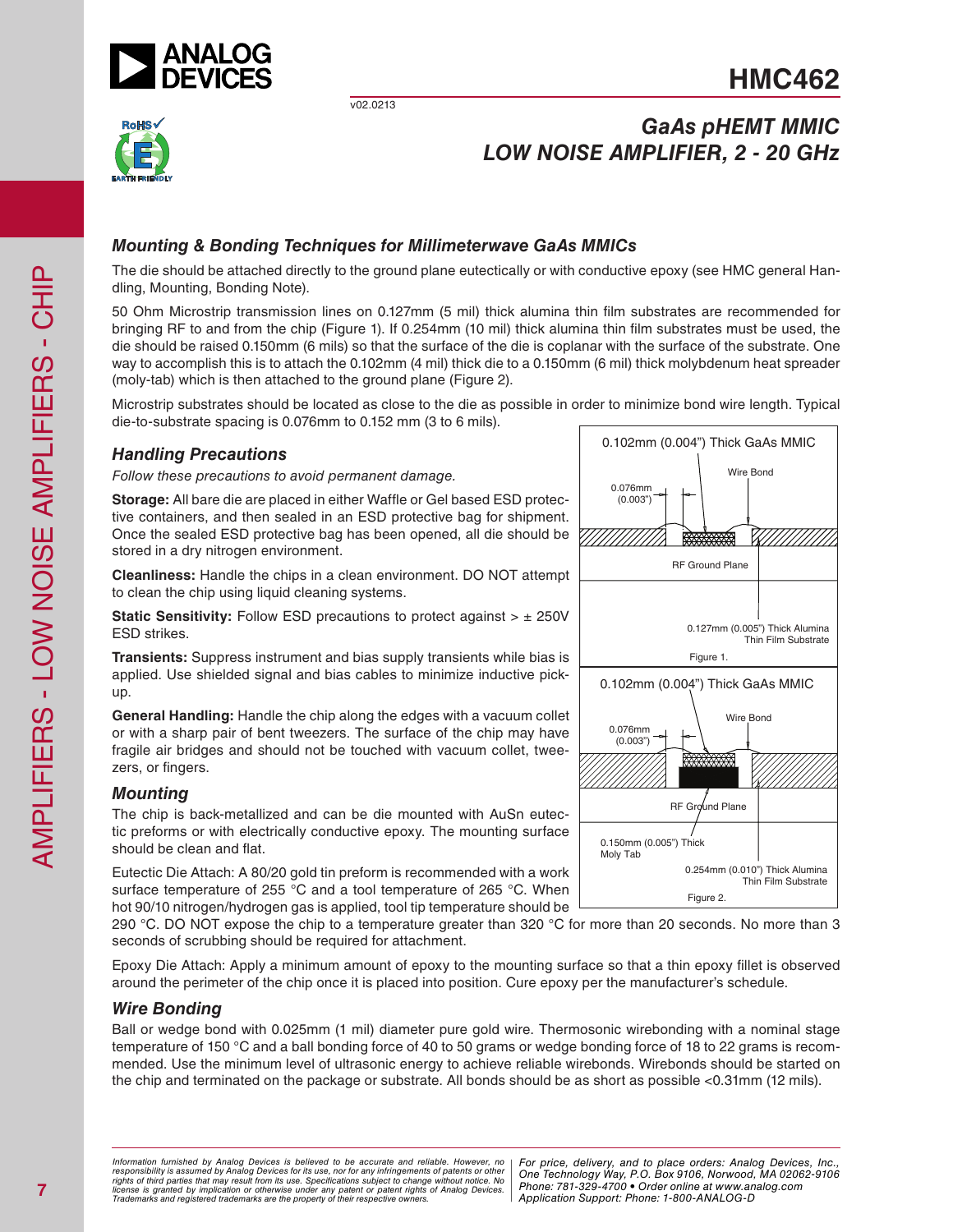## Mounting & Bonding Techniques for Millimeterwave GaAs MMICs

The die should be attached directly to the ground plane eutectically or with conductive epoxy (see HMC general Handling, Mounting, Bonding Note).

50 Ohm Microstrip transmission lines on 0.127mm (5 mil) thick alumina thin film substrates are recommended for bringing RF to and from the chip (Figure 1). If 0.254mm (10 mil) thick alumina thin film substrates must be used, the die should be raised 0.150mm (6 mils) so that the surface of the die is coplanar with the surface of the substrate. One way to accomplish this is to attach the 0.102mm (4 mil) thick die to a 0.150mm (6 mil) thick molybdenum heat spreader (moly-tab) which is then attached to the ground plane (Figure 2).

Microstrip substrates should be located as close to the die as possible in order to minimize bond wire length. Typical die-to-substrate spacing is 0.076mm to 0.152 mm (3 to 6 mils).

0.102mm (0.004") Thick GaAs MMIC

Wire Bond

0.076mm (0.003")

RF Ground Plane

0.127mm (0.005") Thick Alumina Thin Film Substrate

Figure 1.

0.102mm (0.004") Thick GaAs MMIC

Wire Bond

0.076mm (0.003")

RF Ground Plane

0.150mm (0.005") Thick Moly Tab

0.254mm (0.010") Thick Alumina Thin Film Substrate

Figure 2.

### Handling Precautions

*Follow these precautions to avoid permanent damage.*

**Storage:** All bare die are placed in either Waffle or Gel based ESD protective containers, and then sealed in an ESD protective bag for shipment. Once the sealed ESD protective bag has been opened, all die should be stored in a dry nitrogen environment.

**Cleanliness:** Handle the chips in a clean environment. DO NOT attempt to clean the chip using liquid cleaning systems.

**Static Sensitivity:** Follow ESD precautions to protect against > ± 250V ESD strikes.

**Transients:** Suppress instrument and bias supply transients while bias is applied. Use shielded signal and bias cables to minimize inductive pick-up.

**General Handling:** Handle the chip along the edges with a vacuum collet or with a sharp pair of bent tweezers. The surface of the chip may have fragile air bridges and should not be touched with vacuum collet, tweezers, or fingers.

### Mounting

The chip is back-metallized and can be die mounted with AuSn eutectic preforms or with electrically conductive epoxy. The mounting surface should be clean and flat.

Eutectic Die Attach: A 80/20 gold tin preform is recommended with a work surface temperature of 255 °C and a tool temperature of 265 °C. When hot 90/10 nitrogen/hydrogen gas is applied, tool tip temperature should be 290 °C. DO NOT expose the chip to a temperature greater than 320 °C for more than 20 seconds. No more than 3 seconds of scrubbing should be required for attachment.

Epoxy Die Attach: Apply a minimum amount of epoxy to the mounting surface so that a thin epoxy fillet is observed around the perimeter of the chip once it is placed into position. Cure epoxy per the manufacturer's schedule.

### Wire Bonding

Ball or wedge bond with 0.025mm (1 mil) diameter pure gold wire. Thermosonic wirebonding with a nominal stage temperature of 150 °C and a ball bonding force of 40 to 50 grams or wedge bonding force of 18 to 22 grams is recommended. Use the minimum level of ultrasonic energy to achieve reliable wirebonds. Wirebonds should be started on the chip and terminated on the package or substrate. All bonds should be as short as possible <0.31mm (12 mils).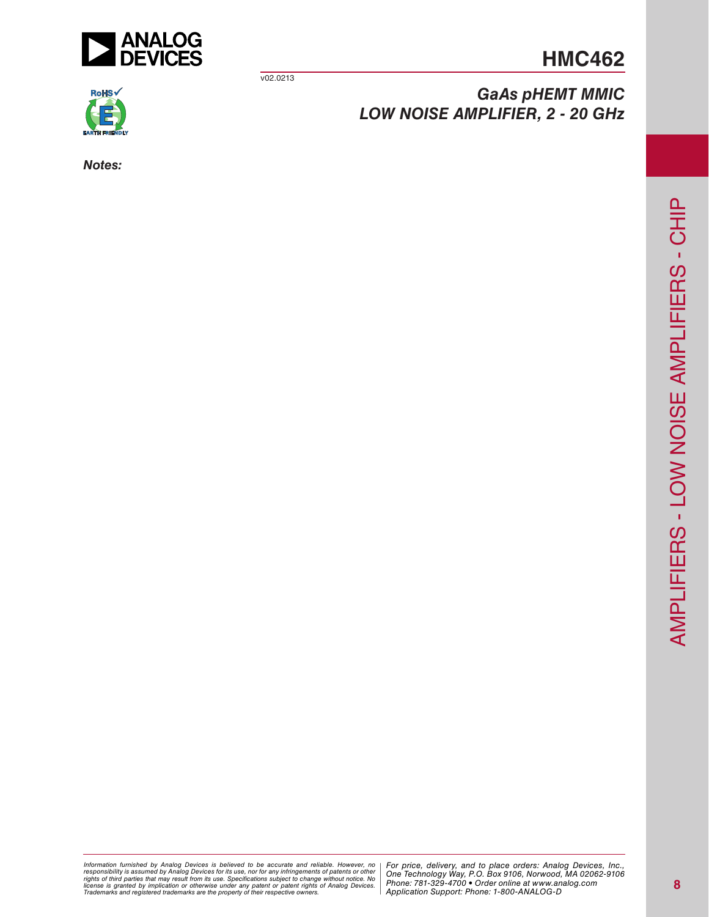**_Notes:_**